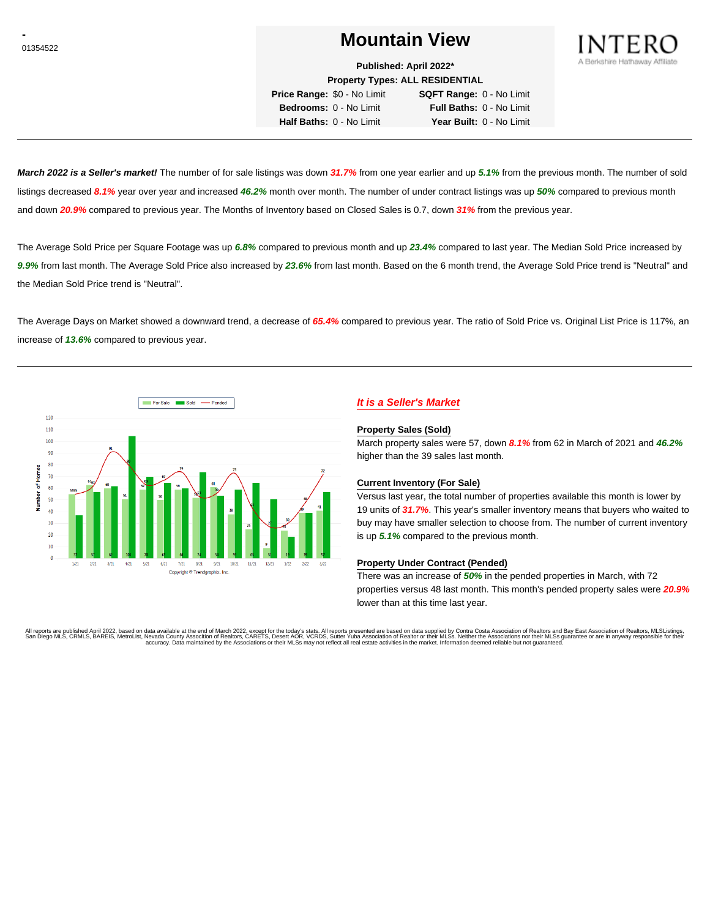-
01354522

# Mountain View

**Published: April 2022***
**Property Types: ALL RESIDENTIAL**

**Price Range:** $0 - No Limit | **SQFT Range:** 0 - No Limit
**Bedrooms:** 0 - No Limit | **Full Baths:** 0 - No Limit
**Half Baths:** 0 - No Limit | **Year Built:** 0 - No Limit

INTERO
A Berkshire Hathaway Affiliate

---

***March 2022 is a Seller's market!*** The number of for sale listings was down ***31.7%*** from one year earlier and up ***5.1%*** from the previous month. The number of sold listings decreased ***8.1%*** year over year and increased ***46.2%*** month over month. The number of under contract listings was up ***50%*** compared to previous month and down ***20.9%*** compared to previous year. The Months of Inventory based on Closed Sales is 0.7, down ***31%*** from the previous year.

The Average Sold Price per Square Footage was up ***6.8%*** compared to previous month and up ***23.4%*** compared to last year. The Median Sold Price increased by ***9.9%*** from last month. The Average Sold Price also increased by ***23.6%*** from last month. Based on the 6 month trend, the Average Sold Price trend is "Neutral" and the Median Sold Price trend is "Neutral".

The Average Days on Market showed a downward trend, a decrease of ***65.4%*** compared to previous year. The ratio of Sold Price vs. Original List Price is 117%, an increase of ***13.6%*** compared to previous year.

---

| Month | For Sale | Sold | Pended |
|---|---|---|---|
| 1/21 | 55 | 37 | 55 |
| 2/21 | 63 | 57 | 62 |
| 3/21 | 60 | 62 | 91 |
| 4/21 | 51 | 105 | 80 |
| 5/21 | 59 | 70 | 63 |
| 6/21 | 50 | 65 | 67 |
| 7/21 | 59 | 60 | 74 |
| 8/21 | 52 | 74 | 53 |
| 9/21 | 61 | 54 | 56 |
| 10/21 | 38 | 59 | 73 |
| 11/21 | 25 | 65 | 45 |
| 12/21 | 9 | 51 | 27 |
| 1/22 | 24 | 19 | 30 |
| 2/22 | 39 | 39 | 48 |
| 3/22 | 41 | 57 | 72 |

Copyright © Trendgraphix, Inc.

### *It is a Seller's Market*

**Property Sales (Sold)**
March property sales were 57, down ***8.1%*** from 62 in March of 2021 and ***46.2%*** higher than the 39 sales last month.

**Current Inventory (For Sale)**
Versus last year, the total number of properties available this month is lower by 19 units of ***31.7%***. This year's smaller inventory means that buyers who waited to buy may have smaller selection to choose from. The number of current inventory is up ***5.1%*** compared to the previous month.

**Property Under Contract (Pended)**
There was an increase of ***50%*** in the pended properties in March, with 72 properties versus 48 last month. This month's pended property sales were ***20.9%*** lower than at this time last year.

All reports are published April 2022, based on data available at the end of March 2022, except for the today's stats. All reports presented are based on data supplied by Contra Costa Association of Realtors and Bay East Association of Realtors, MLSListings, San Diego MLS, CRMLS, BAREIS, MetroList, Nevada County Association of Realtors, CARETS, Desert AOR, VCRDS, Sutter Yuba Association of Realtor or their MLSs. Neither the Associations nor their MLSs guarantee or are in anyway responsible for their accuracy. Data maintained by the Associations or their MLSs may not reflect all real estate activities in the market. Information deemed reliable but not guaranteed.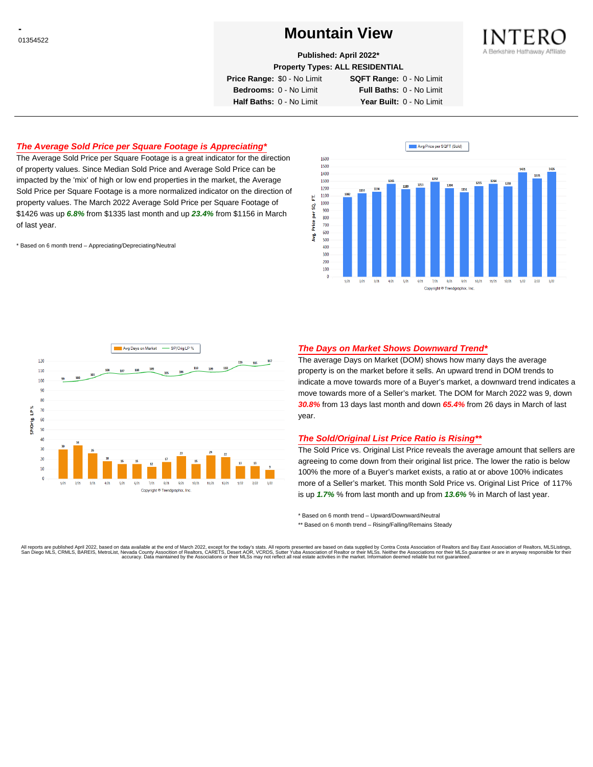- 01354522

# Mountain View

**Published: April 2022***

**Property Types: ALL RESIDENTIAL**

| | | | |
|---|---|---|---|
| **Price Range:** | $0 - No Limit | **SQFT Range:** | 0 - No Limit |
| **Bedrooms:** | 0 - No Limit | **Full Baths:** | 0 - No Limit |
| **Half Baths:** | 0 - No Limit | **Year Built:** | 0 - No Limit |

INTERO
A Berkshire Hathaway Affiliate

## *The Average Sold Price per Square Footage is Appreciating**

The Average Sold Price per Square Footage is a great indicator for the direction of property values. Since Median Sold Price and Average Sold Price can be impacted by the 'mix' of high or low end properties in the market, the Average Sold Price per Square Footage is a more normalized indicator on the direction of property values. The March 2022 Average Sold Price per Square Footage of $1426 was up ***6.8%*** from $1335 last month and up ***23.4%*** from $1156 in March of last year.

* Based on 6 month trend – Appreciating/Depreciating/Neutral

Avg Price per SQFT (Sold)

| Month | 1/21 | 2/21 | 3/21 | 4/21 | 5/21 | 6/21 | 7/21 | 8/21 | 9/21 | 10/21 | 11/21 | 12/21 | 1/22 | 2/22 | 3/22 |
|---|---|---|---|---|---|---|---|---|---|---|---|---|---|---|---|
| Avg. Price per SQ. FT. | 1082 | 1131 | 1156 | 1265 | 1188 | 1213 | 1292 | 1204 | 1151 | 1235 | 1264 | 1230 | 1421 | 1335 | 1426 |

Copyright ® Trendgraphix, Inc.

Avg Days on Market — SP/Orig LP %

| Month | 1/21 | 2/21 | 3/21 | 4/21 | 5/21 | 6/21 | 7/21 | 8/21 | 9/21 | 10/21 | 11/21 | 12/21 | 1/22 | 2/22 | 3/22 |
|---|---|---|---|---|---|---|---|---|---|---|---|---|---|---|---|
| Avg Days on Market | 30 | 34 | 26 | 18 | 15 | 15 | 12 | 17 | 23 | 15 | 24 | 22 | 13 | 13 | 9 |
| SP/Orig LP % | 99 | 100 | 103 | 108 | 107 | 108 | 109 | 105 | 106 | 110 | 109 | 110 | 116 | 115 | 117 |

Copyright ® Trendgraphix, Inc.

## *The Days on Market Shows Downward Trend**

The average Days on Market (DOM) shows how many days the average property is on the market before it sells. An upward trend in DOM trends to indicate a move towards more of a Buyer's market, a downward trend indicates a move towards more of a Seller's market. The DOM for March 2022 was 9, down ***30.8%*** from 13 days last month and down ***65.4%*** from 26 days in March of last year.

## *The Sold/Original List Price Ratio is Rising***

The Sold Price vs. Original List Price reveals the average amount that sellers are agreeing to come down from their original list price. The lower the ratio is below 100% the more of a Buyer's market exists, a ratio at or above 100% indicates more of a Seller's market. This month Sold Price vs. Original List Price of 117% is up ***1.7%*** % from last month and up from ***13.6%*** % in March of last year.

* Based on 6 month trend – Upward/Downward/Neutral

** Based on 6 month trend – Rising/Falling/Remains Steady

All reports are published April 2022, based on data available at the end of March 2022, except for the today's stats. All reports presented are based on data supplied by Contra Costa Association of Realtors and Bay East Association of Realtors, MLSListings, San Diego MLS, CRMLS, BAREIS, MetroList, Nevada County Association of Realtors, CARETS, Desert AOR, VCRDS, Sutter Yuba Association of Realtor or their MLSs. Neither the Associations nor their MLSs guarantee or are in anyway responsible for their accuracy. Data maintained by the Associations or their MLSs may not reflect all real estate activities in the market. Information deemed reliable but not guaranteed.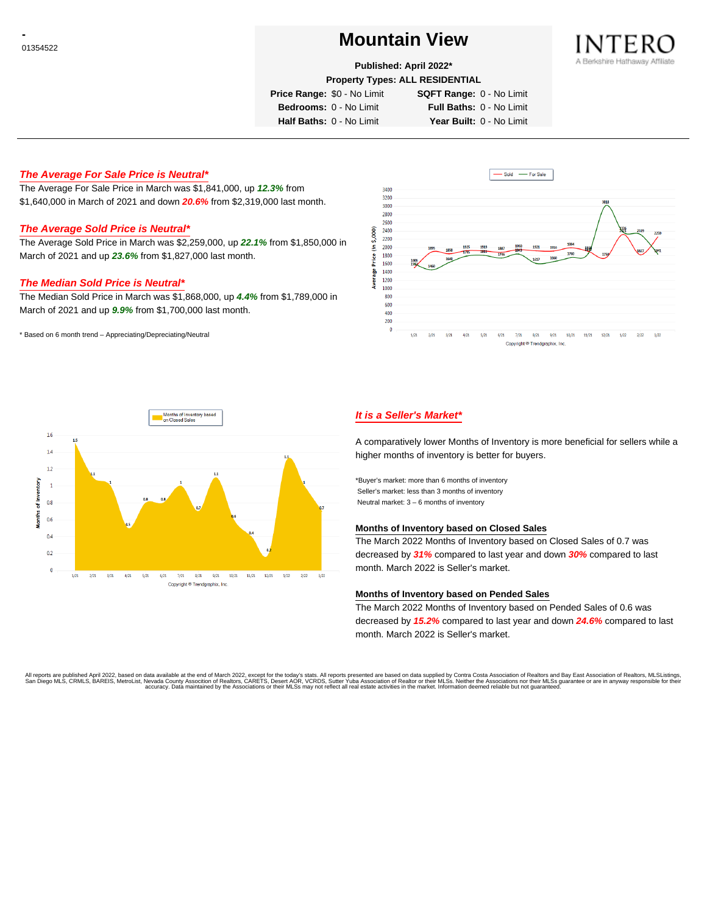-
01354522

# Mountain View

**Published: April 2022***
**Property Types: ALL RESIDENTIAL**

**Price Range:** $0 - No Limit  **SQFT Range:** 0 - No Limit
**Bedrooms:** 0 - No Limit  **Full Baths:** 0 - No Limit
**Half Baths:** 0 - No Limit  **Year Built:** 0 - No Limit

INTERO
A Berkshire Hathaway Affiliate

### *The Average For Sale Price is Neutral**

The Average For Sale Price in March was $1,841,000, up ***12.3%*** from $1,640,000 in March of 2021 and down ***20.6%*** from $2,319,000 last month.

### *The Average Sold Price is Neutral**

The Average Sold Price in March was $2,259,000, up ***22.1%*** from $1,850,000 in March of 2021 and up ***23.6%*** from $1,827,000 last month.

### *The Median Sold Price is Neutral**

The Median Sold Price in March was $1,868,000, up ***4.4%*** from $1,789,000 in March of 2021 and up ***9.9%*** from $1,700,000 last month.

* Based on 6 month trend – Appreciating/Depreciating/Neutral

### *It is a Seller's Market**

A comparatively lower Months of Inventory is more beneficial for sellers while a higher months of inventory is better for buyers.

*Buyer's market: more than 6 months of inventory
Seller's market: less than 3 months of inventory
Neutral market: 3 – 6 months of inventory

#### Months of Inventory based on Closed Sales

The March 2022 Months of Inventory based on Closed Sales of 0.7 was decreased by ***31%*** compared to last year and down ***30%*** compared to last month. March 2022 is Seller's market.

#### Months of Inventory based on Pended Sales

The March 2022 Months of Inventory based on Pended Sales of 0.6 was decreased by ***15.2%*** compared to last year and down ***24.6%*** compared to last month. March 2022 is Seller's market.

All reports are published April 2022, based on data available at the end of March 2022, except for the today's stats. All reports presented are based on data supplied by Contra Costa Association of Realtors and Bay East Association of Realtors, MLSListings, San Diego MLS, CRMLS, BAREIS, MetroList, Nevada County Association of Realtors, CARETS, Desert AOR, VCRDS, Sutter Yuba Association of Realtor or their MLSs. Neither the Associations nor their MLSs guarantee or are in anyway responsible for their accuracy. Data maintained by the Associations or their MLSs may not reflect all real estate activities in the market. Information deemed reliable but not guaranteed.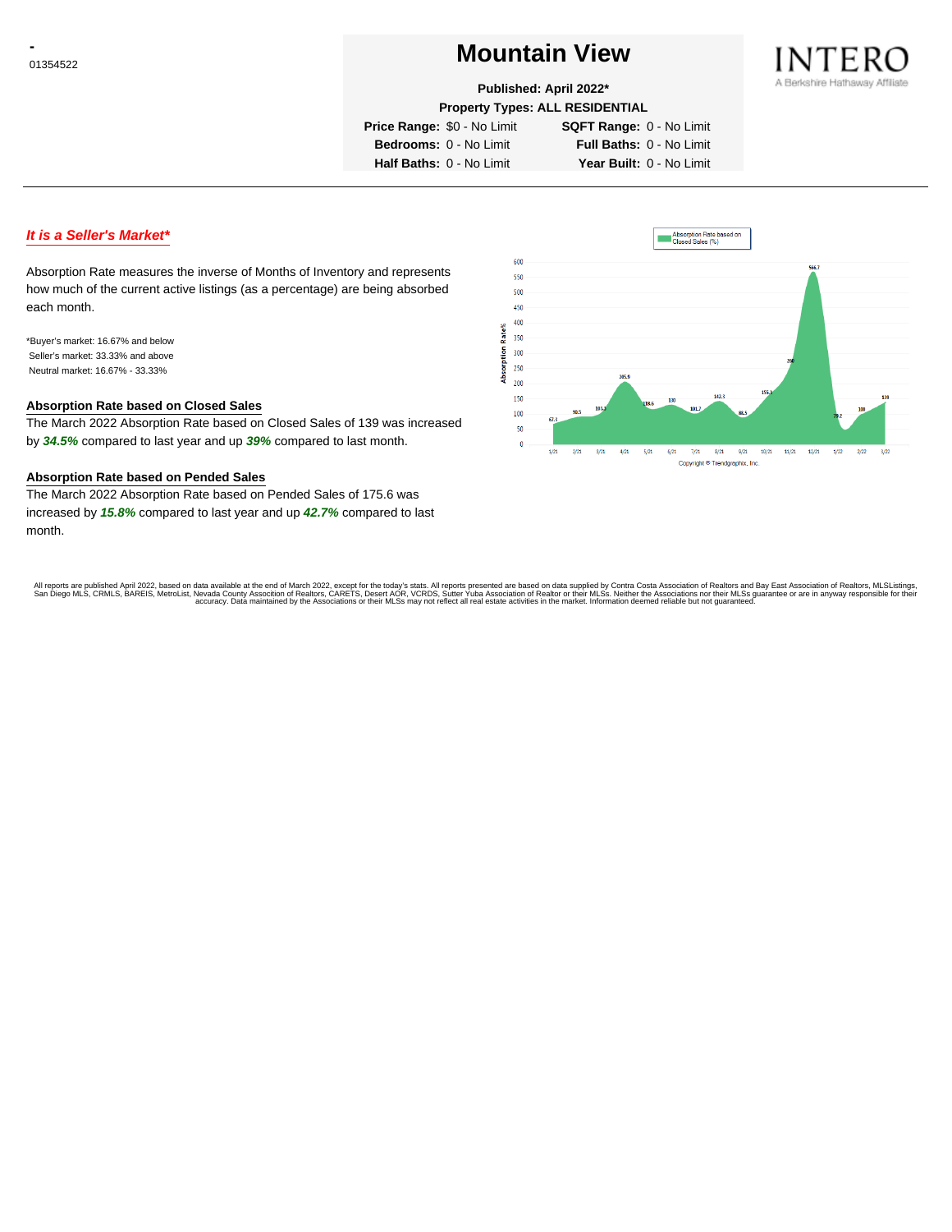-
01354522

# Mountain View

**Published: April 2022***

**Property Types: ALL RESIDENTIAL**

**Price Range:** $0 - No Limit **SQFT Range:** 0 - No Limit
**Bedrooms:** 0 - No Limit **Full Baths:** 0 - No Limit
**Half Baths:** 0 - No Limit **Year Built:** 0 - No Limit

INTERO
A Berkshire Hathaway Affiliate

## *It is a Seller's Market**

Absorption Rate measures the inverse of Months of Inventory and represents how much of the current active listings (as a percentage) are being absorbed each month.

*Buyer's market: 16.67% and below
Seller's market: 33.33% and above
Neutral market: 16.67% - 33.33%

### Absorption Rate based on Closed Sales

The March 2022 Absorption Rate based on Closed Sales of 139 was increased by ***34.5%*** compared to last year and up ***39%*** compared to last month.

### Absorption Rate based on Pended Sales

The March 2022 Absorption Rate based on Pended Sales of 175.6 was increased by ***15.8%*** compared to last year and up ***42.7%*** compared to last month.

Absorption Rate based on Closed Sales (%)

Absorption Rate%

600 550 500 450 400 350 300 250 200 150 100 50 0

67.3 90.5 103.3 205.9 118.6 130 101.7 142.3 88.5 155.3 260 566.7 79.2 100 139

1/21 2/21 3/21 4/21 5/21 6/21 7/21 8/21 9/21 10/21 11/21 12/21 1/22 2/22 3/22

Copyright © Trendgraphix, Inc.

All reports are published April 2022, based on data available at the end of March 2022, except for the today's stats. All reports presented are based on data supplied by Contra Costa Association of Realtors and Bay East Association of Realtors, MLSListings, San Diego MLS, CRMLS, BAREIS, MetroList, Nevada County Assocition of Realtors, CARETS, Desert AOR, VCRDS, Sutter Yuba Association of Realtor or their MLSs. Neither the Associations nor their MLSs guarantee or are in anyway responsible for their accuracy. Data maintained by the Associations or their MLSs may not reflect all real estate activities in the market. Information deemed reliable but not guaranteed.